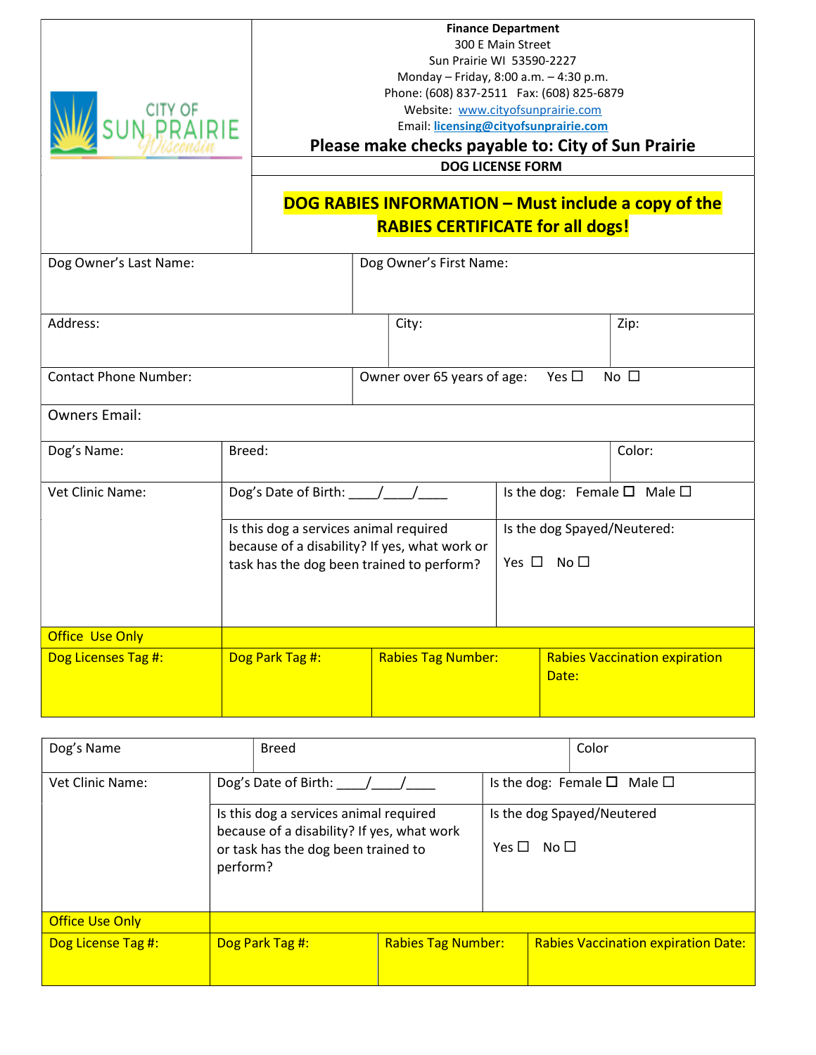CITY OF SUN PRAIRIE Wisconsin

**Finance Department**
300 E Main Street
Sun Prairie WI 53590-2227
Monday – Friday, 8:00 a.m. – 4:30 p.m.
Phone: (608) 837-2511 Fax: (608) 825-6879
Website: www.cityofsunprairie.com
Email: **licensing@cityofsunprairie.com**

## Please make checks payable to: City of Sun Prairie

**DOG LICENSE FORM**

**DOG RABIES INFORMATION – Must include a copy of the RABIES CERTIFICATE for all dogs!**

| Dog Owner's Last Name: | Dog Owner's First Name: | |
|---|---|---|
| Address: | City: | Zip: |
| Contact Phone Number: | Owner over 65 years of age: Yes ☐ No ☐ | |
| Owners Email: | | |

| Dog's Name: | Breed: | | Color: |
|---|---|---|---|
| Vet Clinic Name: | Dog's Date of Birth: ____/____/____ | Is the dog: Female ☐ Male ☐ | |
| | Is this dog a services animal required because of a disability? If yes, what work or task has the dog been trained to perform? | Is the dog Spayed/Neutered: Yes ☐ No ☐ | |
| Office Use Only | | | |
| Dog Licenses Tag #: | Dog Park Tag #: | Rabies Tag Number: | Rabies Vaccination expiration Date: |

| Dog's Name | Breed | | Color |
|---|---|---|---|
| Vet Clinic Name: | Dog's Date of Birth: ____/____/____ | Is the dog: Female ☐ Male ☐ | |
| | Is this dog a services animal required because of a disability? If yes, what work or task has the dog been trained to perform? | Is the dog Spayed/Neutered Yes ☐ No ☐ | |
| Office Use Only | | | |
| Dog License Tag #: | Dog Park Tag #: | Rabies Tag Number: | Rabies Vaccination expiration Date: |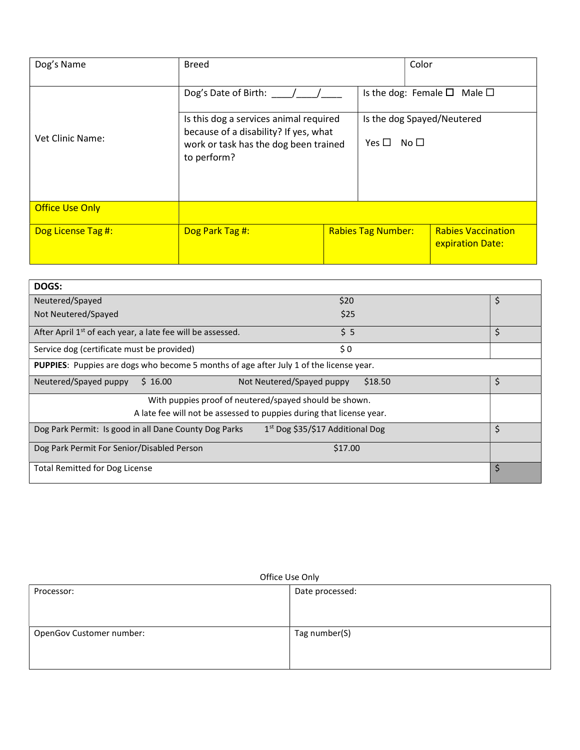| | | | | |
|---|---|---|---|---|
| Dog's Name | Breed | | | Color |
| Vet Clinic Name: | Dog's Date of Birth: ____/____/____ | | Is the dog: Female ☐ Male ☐ | |
| | Is this dog a services animal required because of a disability? If yes, what work or task has the dog been trained to perform? | | Is the dog Spayed/Neutered<br><br>Yes ☐ No ☐ | |
| Office Use Only | | | | |
| Dog License Tag #: | Dog Park Tag #: | Rabies Tag Number: | | Rabies Vaccination expiration Date: |

| **DOGS:** | | |
|---|---|---|
| Neutered/Spayed<br>Not Neutered/Spayed | $20<br>$25 | $ |
| After April 1st of each year, a late fee will be assessed. | $ 5 | $ |
| Service dog (certificate must be provided) | $ 0 | |
| **PUPPIES**: Puppies are dogs who become 5 months of age after July 1 of the license year. | | |
| Neutered/Spayed puppy $ 16.00 | Not Neutered/Spayed puppy $18.50 | $ |
| With puppies proof of neutered/spayed should be shown.<br>A late fee will not be assessed to puppies during that license year. | | |
| Dog Park Permit: Is good in all Dane County Dog Parks | 1st Dog $35/$17 Additional Dog | $ |
| Dog Park Permit For Senior/Disabled Person | $17.00 | |
| Total Remitted for Dog License | | $ |

Office Use Only

| | |
|---|---|
| Processor: | Date processed: |
| OpenGov Customer number: | Tag number(S) |